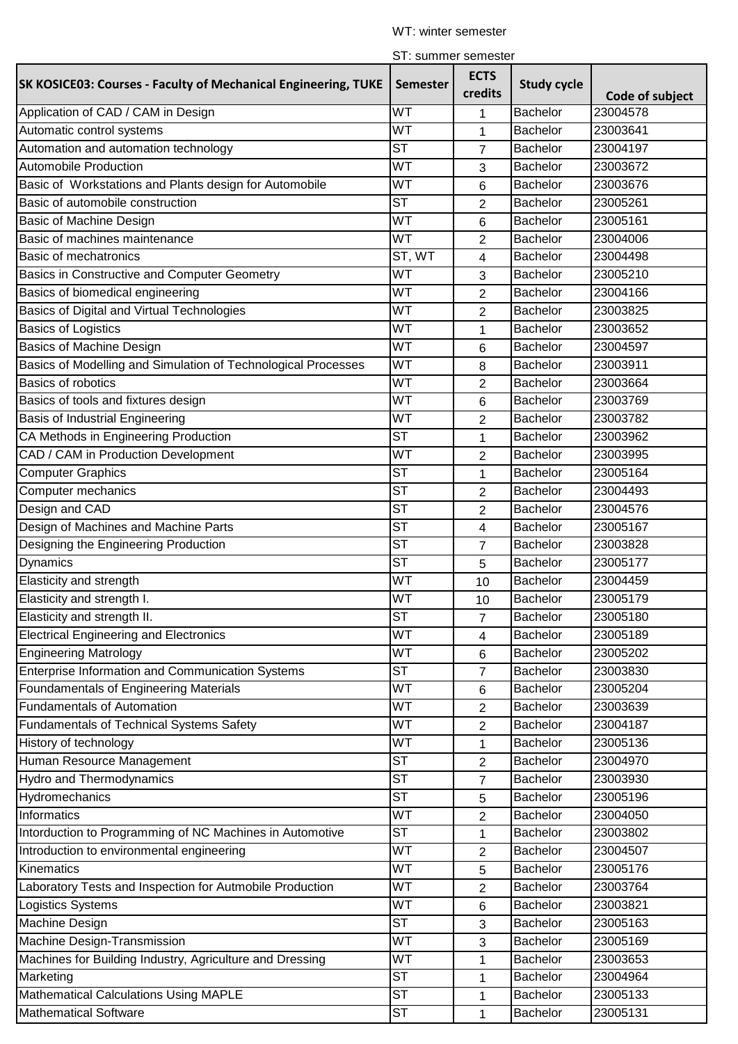WT: winter semester

ST: summer semester

| SK KOSICE03: Courses - Faculty of Mechanical Engineering, TUKE | Semester | ECTS credits | Study cycle | Code of subject |
|---|---|---|---|---|
| Application of CAD / CAM in Design | WT | 1 | Bachelor | 23004578 |
| Automatic control systems | WT | 1 | Bachelor | 23003641 |
| Automation and automation technology | ST | 7 | Bachelor | 23004197 |
| Automobile Production | WT | 3 | Bachelor | 23003672 |
| Basic of  Workstations and Plants design for Automobile | WT | 6 | Bachelor | 23003676 |
| Basic of automobile construction | ST | 2 | Bachelor | 23005261 |
| Basic of Machine Design | WT | 6 | Bachelor | 23005161 |
| Basic of machines maintenance | WT | 2 | Bachelor | 23004006 |
| Basic of mechatronics | ST, WT | 4 | Bachelor | 23004498 |
| Basics in Constructive and Computer Geometry | WT | 3 | Bachelor | 23005210 |
| Basics of biomedical engineering | WT | 2 | Bachelor | 23004166 |
| Basics of Digital and Virtual Technologies | WT | 2 | Bachelor | 23003825 |
| Basics of Logistics | WT | 1 | Bachelor | 23003652 |
| Basics of Machine Design | WT | 6 | Bachelor | 23004597 |
| Basics of Modelling and Simulation of Technological Processes | WT | 8 | Bachelor | 23003911 |
| Basics of robotics | WT | 2 | Bachelor | 23003664 |
| Basics of tools and fixtures design | WT | 6 | Bachelor | 23003769 |
| Basis of Industrial Engineering | WT | 2 | Bachelor | 23003782 |
| CA Methods in Engineering Production | ST | 1 | Bachelor | 23003962 |
| CAD / CAM in Production Development | WT | 2 | Bachelor | 23003995 |
| Computer Graphics | ST | 1 | Bachelor | 23005164 |
| Computer mechanics | ST | 2 | Bachelor | 23004493 |
| Design and CAD | ST | 2 | Bachelor | 23004576 |
| Design of Machines and Machine Parts | ST | 4 | Bachelor | 23005167 |
| Designing the Engineering Production | ST | 7 | Bachelor | 23003828 |
| Dynamics | ST | 5 | Bachelor | 23005177 |
| Elasticity and strength | WT | 10 | Bachelor | 23004459 |
| Elasticity and strength I. | WT | 10 | Bachelor | 23005179 |
| Elasticity and strength II. | ST | 7 | Bachelor | 23005180 |
| Electrical Engineering and Electronics | WT | 4 | Bachelor | 23005189 |
| Engineering Matrology | WT | 6 | Bachelor | 23005202 |
| Enterprise Information and Communication Systems | ST | 7 | Bachelor | 23003830 |
| Foundamentals of Engineering Materials | WT | 6 | Bachelor | 23005204 |
| Fundamentals of Automation | WT | 2 | Bachelor | 23003639 |
| Fundamentals of Technical Systems Safety | WT | 2 | Bachelor | 23004187 |
| History of technology | WT | 1 | Bachelor | 23005136 |
| Human Resource Management | ST | 2 | Bachelor | 23004970 |
| Hydro and Thermodynamics | ST | 7 | Bachelor | 23003930 |
| Hydromechanics | ST | 5 | Bachelor | 23005196 |
| Informatics | WT | 2 | Bachelor | 23004050 |
| Intorduction to Programming of NC Machines in Automotive | ST | 1 | Bachelor | 23003802 |
| Introduction to environmental engineering | WT | 2 | Bachelor | 23004507 |
| Kinematics | WT | 5 | Bachelor | 23005176 |
| Laboratory Tests and Inspection for Autmobile Production | WT | 2 | Bachelor | 23003764 |
| Logistics Systems | WT | 6 | Bachelor | 23003821 |
| Machine Design | ST | 3 | Bachelor | 23005163 |
| Machine Design-Transmission | WT | 3 | Bachelor | 23005169 |
| Machines for Building Industry, Agriculture and Dressing | WT | 1 | Bachelor | 23003653 |
| Marketing | ST | 1 | Bachelor | 23004964 |
| Mathematical Calculations Using MAPLE | ST | 1 | Bachelor | 23005133 |
| Mathematical Software | ST | 1 | Bachelor | 23005131 |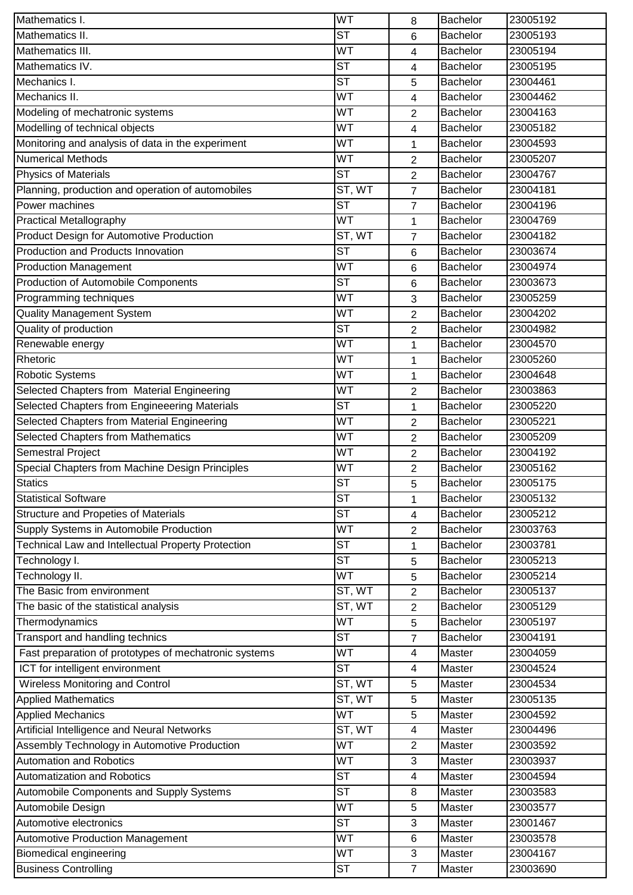| Mathematics I. | WT | 8 | Bachelor | 23005192 |
|---|---|---|---|---|
| Mathematics II. | ST | 6 | Bachelor | 23005193 |
| Mathematics III. | WT | 4 | Bachelor | 23005194 |
| Mathematics IV. | ST | 4 | Bachelor | 23005195 |
| Mechanics I. | ST | 5 | Bachelor | 23004461 |
| Mechanics II. | WT | 4 | Bachelor | 23004462 |
| Modeling of mechatronic systems | WT | 2 | Bachelor | 23004163 |
| Modelling of technical objects | WT | 4 | Bachelor | 23005182 |
| Monitoring and analysis of data in the experiment | WT | 1 | Bachelor | 23004593 |
| Numerical Methods | WT | 2 | Bachelor | 23005207 |
| Physics of Materials | ST | 2 | Bachelor | 23004767 |
| Planning, production and operation of automobiles | ST, WT | 7 | Bachelor | 23004181 |
| Power machines | ST | 7 | Bachelor | 23004196 |
| Practical Metallography | WT | 1 | Bachelor | 23004769 |
| Product Design for Automotive Production | ST, WT | 7 | Bachelor | 23004182 |
| Production and Products Innovation | ST | 6 | Bachelor | 23003674 |
| Production Management | WT | 6 | Bachelor | 23004974 |
| Production of Automobile Components | ST | 6 | Bachelor | 23003673 |
| Programming techniques | WT | 3 | Bachelor | 23005259 |
| Quality Management System | WT | 2 | Bachelor | 23004202 |
| Quality of production | ST | 2 | Bachelor | 23004982 |
| Renewable energy | WT | 1 | Bachelor | 23004570 |
| Rhetoric | WT | 1 | Bachelor | 23005260 |
| Robotic Systems | WT | 1 | Bachelor | 23004648 |
| Selected Chapters from Material Engineering | WT | 2 | Bachelor | 23003863 |
| Selected Chapters from Engineeering Materials | ST | 1 | Bachelor | 23005220 |
| Selected Chapters from Material Engineering | WT | 2 | Bachelor | 23005221 |
| Selected Chapters from Mathematics | WT | 2 | Bachelor | 23005209 |
| Semestral Project | WT | 2 | Bachelor | 23004192 |
| Special Chapters from Machine Design Principles | WT | 2 | Bachelor | 23005162 |
| Statics | ST | 5 | Bachelor | 23005175 |
| Statistical Software | ST | 1 | Bachelor | 23005132 |
| Structure and Propeties of Materials | ST | 4 | Bachelor | 23005212 |
| Supply Systems in Automobile Production | WT | 2 | Bachelor | 23003763 |
| Technical Law and Intellectual Property Protection | ST | 1 | Bachelor | 23003781 |
| Technology I. | ST | 5 | Bachelor | 23005213 |
| Technology II. | WT | 5 | Bachelor | 23005214 |
| The Basic from environment | ST, WT | 2 | Bachelor | 23005137 |
| The basic of the statistical analysis | ST, WT | 2 | Bachelor | 23005129 |
| Thermodynamics | WT | 5 | Bachelor | 23005197 |
| Transport and handling technics | ST | 7 | Bachelor | 23004191 |
| Fast preparation of prototypes of mechatronic systems | WT | 4 | Master | 23004059 |
| ICT for intelligent environment | ST | 4 | Master | 23004524 |
| Wireless Monitoring and Control | ST, WT | 5 | Master | 23004534 |
| Applied Mathematics | ST, WT | 5 | Master | 23005135 |
| Applied Mechanics | WT | 5 | Master | 23004592 |
| Artificial Intelligence and Neural Networks | ST, WT | 4 | Master | 23004496 |
| Assembly Technology in Automotive Production | WT | 2 | Master | 23003592 |
| Automation and Robotics | WT | 3 | Master | 23003937 |
| Automatization and Robotics | ST | 4 | Master | 23004594 |
| Automobile Components and Supply Systems | ST | 8 | Master | 23003583 |
| Automobile Design | WT | 5 | Master | 23003577 |
| Automotive electronics | ST | 3 | Master | 23001467 |
| Automotive Production Management | WT | 6 | Master | 23003578 |
| Biomedical engineering | WT | 3 | Master | 23004167 |
| Business Controlling | ST | 7 | Master | 23003690 |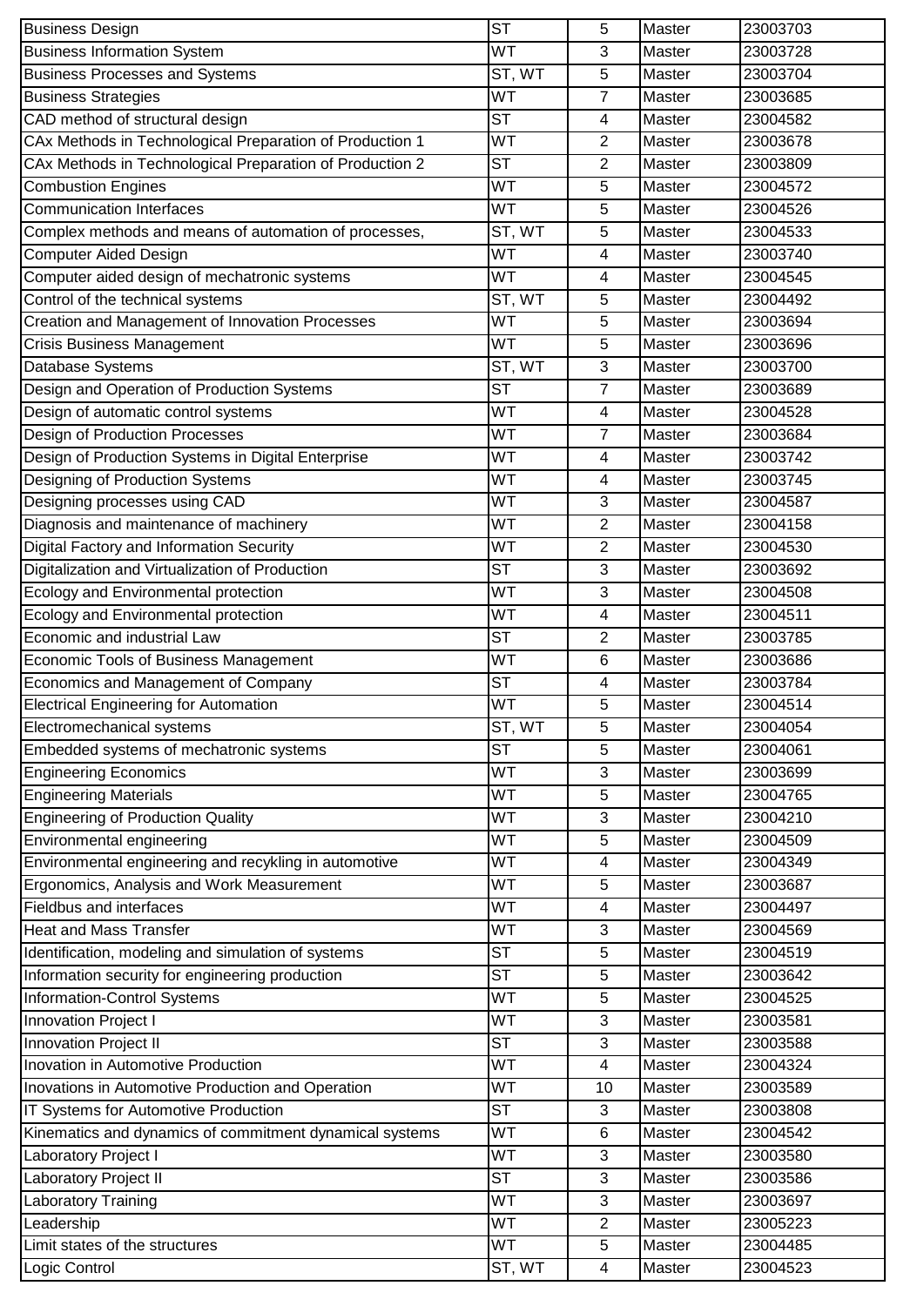| Business Design | ST | 5 | Master | 23003703 |
|---|---|---|---|---|
| Business Information System | WT | 3 | Master | 23003728 |
| Business Processes and Systems | ST, WT | 5 | Master | 23003704 |
| Business Strategies | WT | 7 | Master | 23003685 |
| CAD method of structural design | ST | 4 | Master | 23004582 |
| CAx Methods in Technological Preparation of Production 1 | WT | 2 | Master | 23003678 |
| CAx Methods in Technological Preparation of Production 2 | ST | 2 | Master | 23003809 |
| Combustion Engines | WT | 5 | Master | 23004572 |
| Communication Interfaces | WT | 5 | Master | 23004526 |
| Complex methods and means of automation of processes, | ST, WT | 5 | Master | 23004533 |
| Computer Aided Design | WT | 4 | Master | 23003740 |
| Computer aided design of mechatronic systems | WT | 4 | Master | 23004545 |
| Control of the technical systems | ST, WT | 5 | Master | 23004492 |
| Creation and Management of Innovation Processes | WT | 5 | Master | 23003694 |
| Crisis Business Management | WT | 5 | Master | 23003696 |
| Database Systems | ST, WT | 3 | Master | 23003700 |
| Design and Operation of Production Systems | ST | 7 | Master | 23003689 |
| Design of automatic control systems | WT | 4 | Master | 23004528 |
| Design of Production Processes | WT | 7 | Master | 23003684 |
| Design of Production Systems in Digital Enterprise | WT | 4 | Master | 23003742 |
| Designing of Production Systems | WT | 4 | Master | 23003745 |
| Designing processes using CAD | WT | 3 | Master | 23004587 |
| Diagnosis and maintenance of machinery | WT | 2 | Master | 23004158 |
| Digital Factory and Information Security | WT | 2 | Master | 23004530 |
| Digitalization and Virtualization of Production | ST | 3 | Master | 23003692 |
| Ecology and Environmental protection | WT | 3 | Master | 23004508 |
| Ecology and Environmental protection | WT | 4 | Master | 23004511 |
| Economic and industrial Law | ST | 2 | Master | 23003785 |
| Economic Tools of Business Management | WT | 6 | Master | 23003686 |
| Economics and Management of Company | ST | 4 | Master | 23003784 |
| Electrical Engineering for Automation | WT | 5 | Master | 23004514 |
| Electromechanical systems | ST, WT | 5 | Master | 23004054 |
| Embedded systems of mechatronic systems | ST | 5 | Master | 23004061 |
| Engineering Economics | WT | 3 | Master | 23003699 |
| Engineering Materials | WT | 5 | Master | 23004765 |
| Engineering of Production Quality | WT | 3 | Master | 23004210 |
| Environmental engineering | WT | 5 | Master | 23004509 |
| Environmental engineering and recykling in automotive | WT | 4 | Master | 23004349 |
| Ergonomics, Analysis and Work Measurement | WT | 5 | Master | 23003687 |
| Fieldbus and interfaces | WT | 4 | Master | 23004497 |
| Heat and Mass Transfer | WT | 3 | Master | 23004569 |
| Identification, modeling and simulation of systems | ST | 5 | Master | 23004519 |
| Information security for engineering production | ST | 5 | Master | 23003642 |
| Information-Control Systems | WT | 5 | Master | 23004525 |
| Innovation Project I | WT | 3 | Master | 23003581 |
| Innovation Project II | ST | 3 | Master | 23003588 |
| Inovation in Automotive Production | WT | 4 | Master | 23004324 |
| Inovations in Automotive Production and Operation | WT | 10 | Master | 23003589 |
| IT Systems for Automotive Production | ST | 3 | Master | 23003808 |
| Kinematics and dynamics of commitment dynamical systems | WT | 6 | Master | 23004542 |
| Laboratory Project I | WT | 3 | Master | 23003580 |
| Laboratory Project II | ST | 3 | Master | 23003586 |
| Laboratory Training | WT | 3 | Master | 23003697 |
| Leadership | WT | 2 | Master | 23005223 |
| Limit states of the structures | WT | 5 | Master | 23004485 |
| Logic Control | ST, WT | 4 | Master | 23004523 |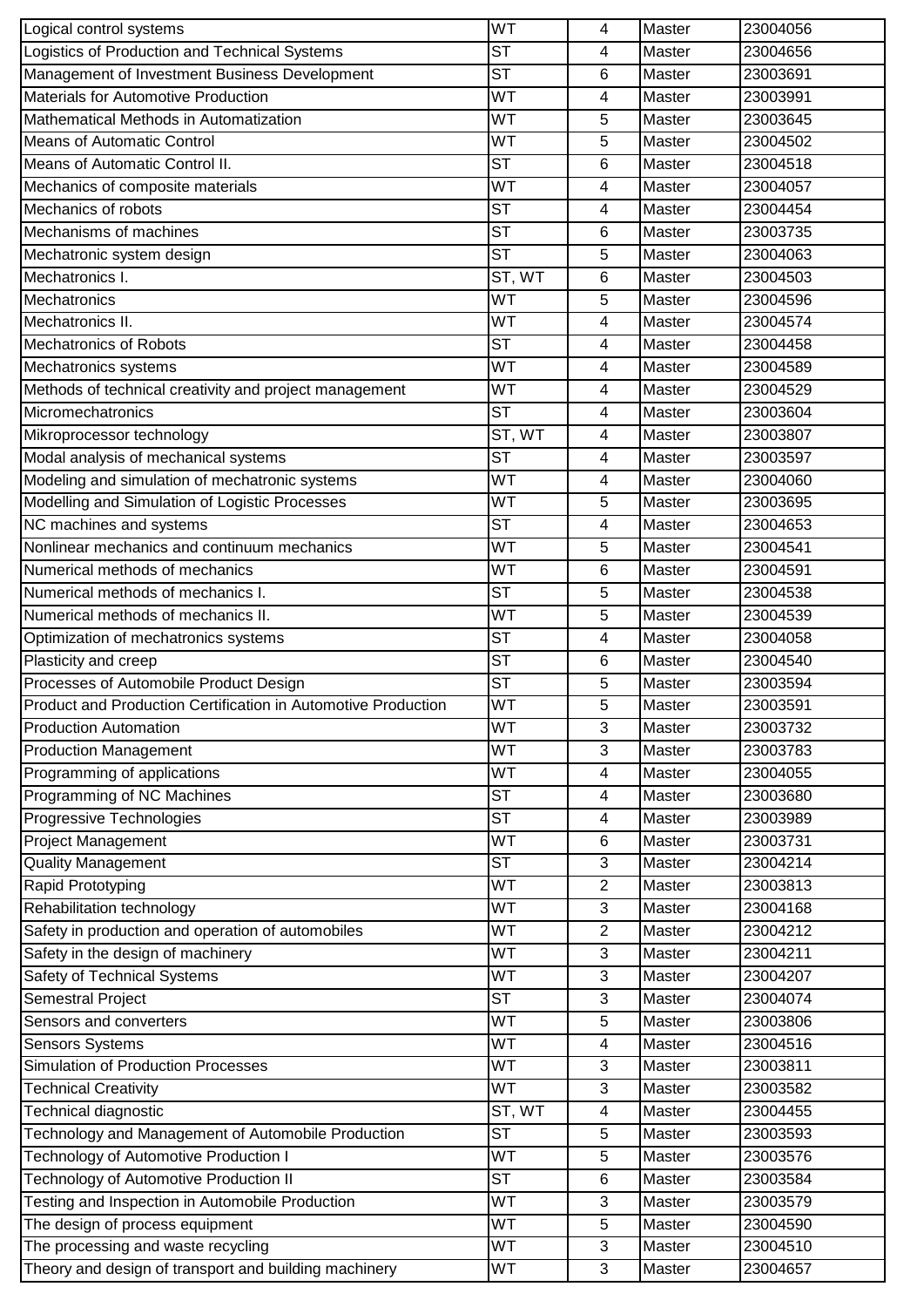| | | | | |
|---|---|---|---|---|
| Logical control systems | WT | 4 | Master | 23004056 |
| Logistics of Production and Technical Systems | ST | 4 | Master | 23004656 |
| Management of Investment Business Development | ST | 6 | Master | 23003691 |
| Materials for Automotive Production | WT | 4 | Master | 23003991 |
| Mathematical Methods in Automatization | WT | 5 | Master | 23003645 |
| Means of Automatic Control | WT | 5 | Master | 23004502 |
| Means of Automatic Control II. | ST | 6 | Master | 23004518 |
| Mechanics of composite materials | WT | 4 | Master | 23004057 |
| Mechanics of robots | ST | 4 | Master | 23004454 |
| Mechanisms of machines | ST | 6 | Master | 23003735 |
| Mechatronic system design | ST | 5 | Master | 23004063 |
| Mechatronics I. | ST, WT | 6 | Master | 23004503 |
| Mechatronics | WT | 5 | Master | 23004596 |
| Mechatronics II. | WT | 4 | Master | 23004574 |
| Mechatronics of Robots | ST | 4 | Master | 23004458 |
| Mechatronics systems | WT | 4 | Master | 23004589 |
| Methods of technical creativity and project management | WT | 4 | Master | 23004529 |
| Micromechatronics | ST | 4 | Master | 23003604 |
| Mikroprocessor technology | ST, WT | 4 | Master | 23003807 |
| Modal analysis of mechanical systems | ST | 4 | Master | 23003597 |
| Modeling and simulation of mechatronic systems | WT | 4 | Master | 23004060 |
| Modelling and Simulation of Logistic Processes | WT | 5 | Master | 23003695 |
| NC machines and systems | ST | 4 | Master | 23004653 |
| Nonlinear mechanics and continuum mechanics | WT | 5 | Master | 23004541 |
| Numerical methods of mechanics | WT | 6 | Master | 23004591 |
| Numerical methods of mechanics I. | ST | 5 | Master | 23004538 |
| Numerical methods of mechanics II. | WT | 5 | Master | 23004539 |
| Optimization of mechatronics systems | ST | 4 | Master | 23004058 |
| Plasticity and creep | ST | 6 | Master | 23004540 |
| Processes of Automobile Product Design | ST | 5 | Master | 23003594 |
| Product and Production Certification in Automotive Production | WT | 5 | Master | 23003591 |
| Production Automation | WT | 3 | Master | 23003732 |
| Production Management | WT | 3 | Master | 23003783 |
| Programming of applications | WT | 4 | Master | 23004055 |
| Programming of NC Machines | ST | 4 | Master | 23003680 |
| Progressive Technologies | ST | 4 | Master | 23003989 |
| Project Management | WT | 6 | Master | 23003731 |
| Quality Management | ST | 3 | Master | 23004214 |
| Rapid Prototyping | WT | 2 | Master | 23003813 |
| Rehabilitation technology | WT | 3 | Master | 23004168 |
| Safety in production and operation of automobiles | WT | 2 | Master | 23004212 |
| Safety in the design of machinery | WT | 3 | Master | 23004211 |
| Safety of Technical Systems | WT | 3 | Master | 23004207 |
| Semestral Project | ST | 3 | Master | 23004074 |
| Sensors and converters | WT | 5 | Master | 23003806 |
| Sensors Systems | WT | 4 | Master | 23004516 |
| Simulation of Production Processes | WT | 3 | Master | 23003811 |
| Technical Creativity | WT | 3 | Master | 23003582 |
| Technical diagnostic | ST, WT | 4 | Master | 23004455 |
| Technology and Management of Automobile Production | ST | 5 | Master | 23003593 |
| Technology of Automotive Production I | WT | 5 | Master | 23003576 |
| Technology of Automotive Production II | ST | 6 | Master | 23003584 |
| Testing and Inspection in Automobile Production | WT | 3 | Master | 23003579 |
| The design of process equipment | WT | 5 | Master | 23004590 |
| The processing and waste recycling | WT | 3 | Master | 23004510 |
| Theory and design of transport and building machinery | WT | 3 | Master | 23004657 |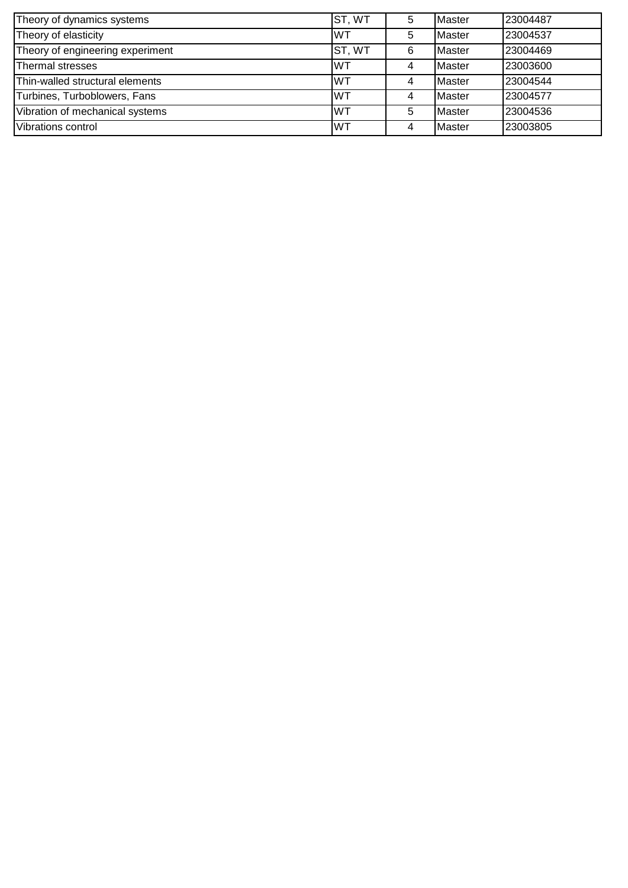| | | | | |
|---|---|---|---|---|
| Theory of dynamics systems | ST, WT | 5 | Master | 23004487 |
| Theory of elasticity | WT | 5 | Master | 23004537 |
| Theory of engineering experiment | ST, WT | 6 | Master | 23004469 |
| Thermal stresses | WT | 4 | Master | 23003600 |
| Thin-walled structural elements | WT | 4 | Master | 23004544 |
| Turbines, Turboblowers, Fans | WT | 4 | Master | 23004577 |
| Vibration of mechanical systems | WT | 5 | Master | 23004536 |
| Vibrations control | WT | 4 | Master | 23003805 |